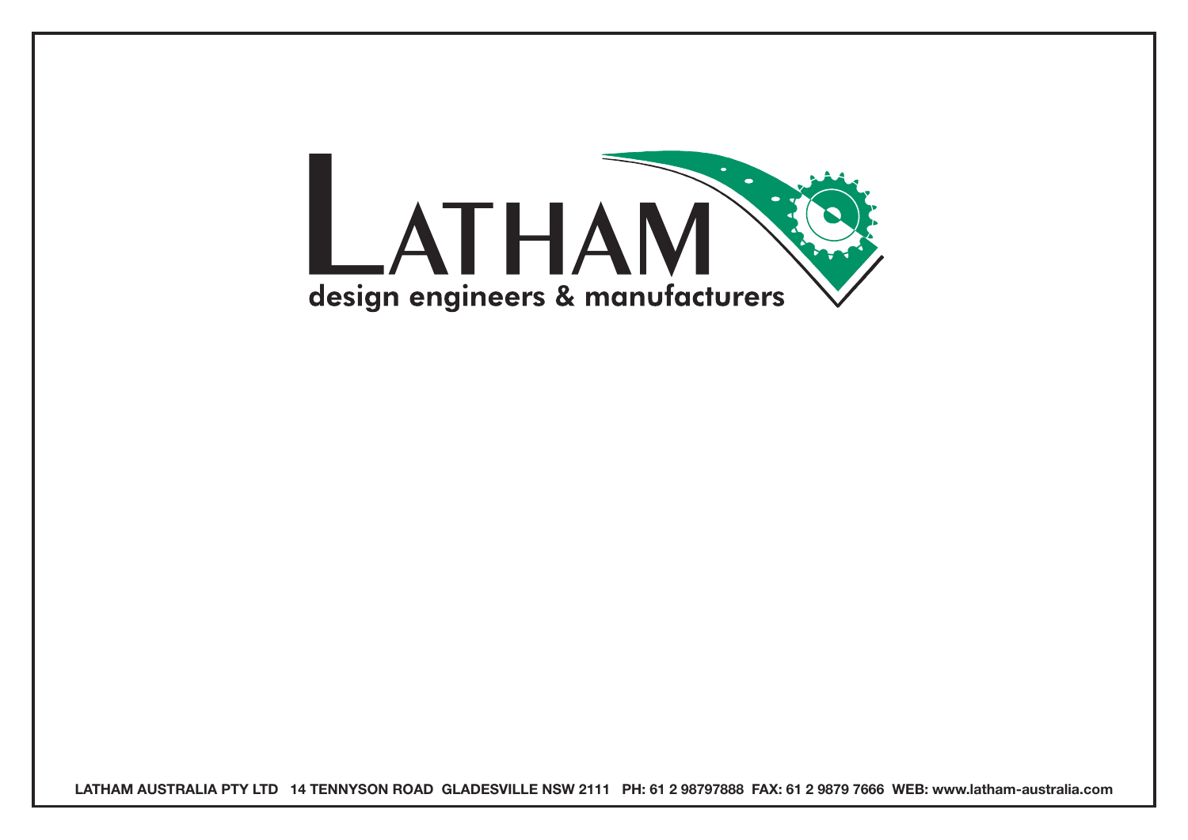LATHAM

design engineers & manufacturers

LATHAM AUSTRALIA PTY LTD 14 TENNYSON ROAD GLADESVILLE NSW 2111 PH: 61 2 98797888 FAX: 61 2 9879 7666 WEB: www.latham-australia.com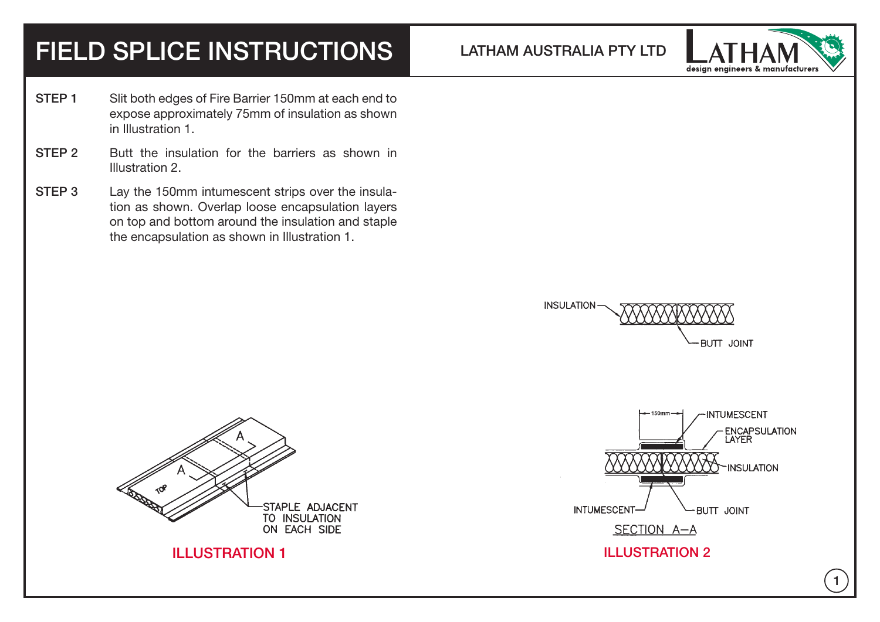# FIELD SPLICE INSTRUCTIONS

LATHAM AUSTRALIA PTY LTD

**STEP 1** Slit both edges of Fire Barrier 150mm at each end to expose approximately 75mm of insulation as shown in Illustration 1.

**STEP 2** Butt the insulation for the barriers as shown in Illustration 2.

**STEP 3** Lay the 150mm intumescent strips over the insulation as shown. Overlap loose encapsulation layers on top and bottom around the insulation and staple the encapsulation as shown in Illustration 1.

INSULATION

BUTT JOINT

150mm

INTUMESCENT

ENCAPSULATION LAYER

INSULATION

INTUMESCENT

BUTT JOINT

SECTION A–A

ILLUSTRATION 2

A

A

TOP

STAPLE ADJACENT TO INSULATION ON EACH SIDE

ILLUSTRATION 1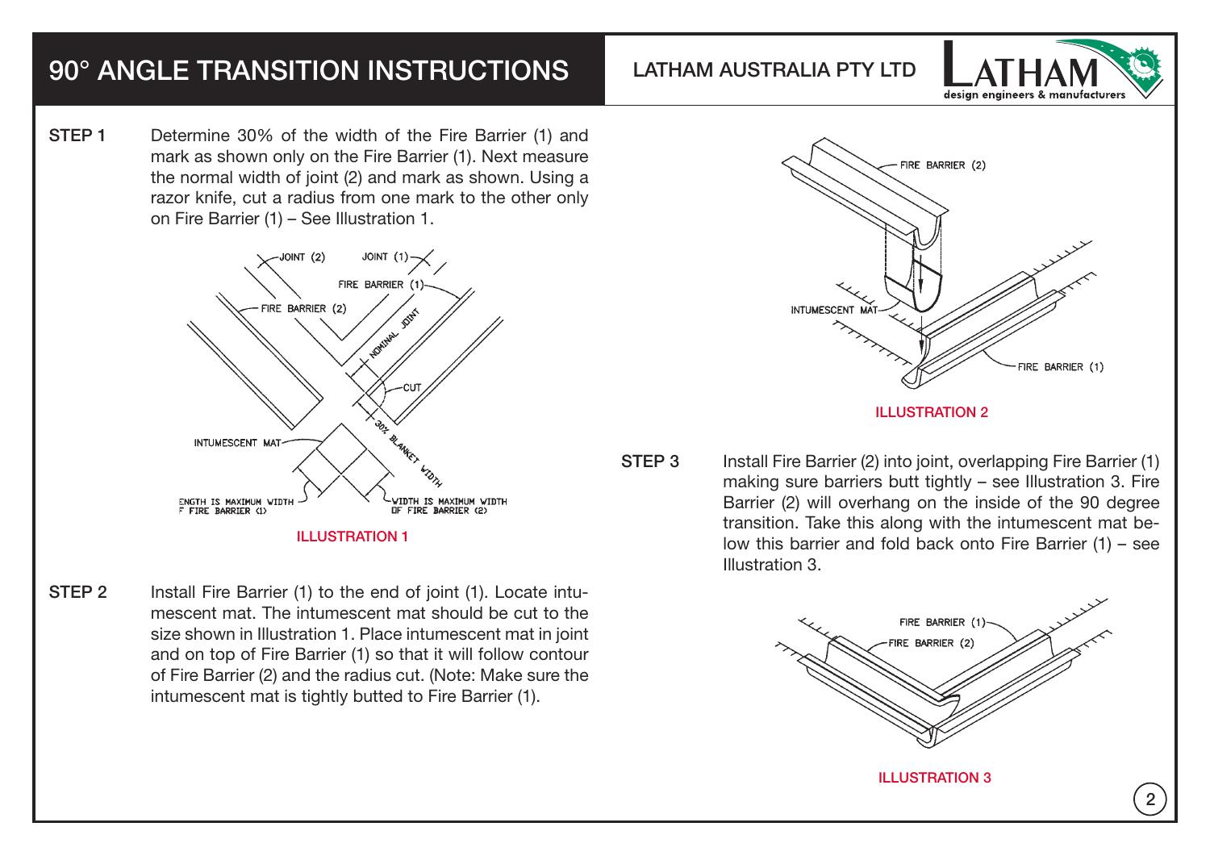# 90° ANGLE TRANSITION INSTRUCTIONS

LATHAM AUSTRALIA PTY LTD

**STEP 1** Determine 30% of the width of the Fire Barrier (1) and mark as shown only on the Fire Barrier (1). Next measure the normal width of joint (2) and mark as shown. Using a razor knife, cut a radius from one mark to the other only on Fire Barrier (1) – See Illustration 1.

JOINT (2)
JOINT (1)
FIRE BARRIER (1)
FIRE BARRIER (2)
NOMINAL JOINT
CUT
30% BLANKET WIDTH
INTUMESCENT MAT
LENGTH IS MAXIMUM WIDTH OF FIRE BARRIER (1)
WIDTH IS MAXIMUM WIDTH OF FIRE BARRIER (2)

ILLUSTRATION 1

**STEP 2** Install Fire Barrier (1) to the end of joint (1). Locate intumescent mat. The intumescent mat should be cut to the size shown in Illustration 1. Place intumescent mat in joint and on top of Fire Barrier (1) so that it will follow contour of Fire Barrier (2) and the radius cut. (Note: Make sure the intumescent mat is tightly butted to Fire Barrier (1).

FIRE BARRIER (2)
INTUMESCENT MAT
FIRE BARRIER (1)

ILLUSTRATION 2

**STEP 3** Install Fire Barrier (2) into joint, overlapping Fire Barrier (1) making sure barriers butt tightly – see Illustration 3. Fire Barrier (2) will overhang on the inside of the 90 degree transition. Take this along with the intumescent mat below this barrier and fold back onto Fire Barrier (1) – see Illustration 3.

FIRE BARRIER (1)
FIRE BARRIER (2)

ILLUSTRATION 3